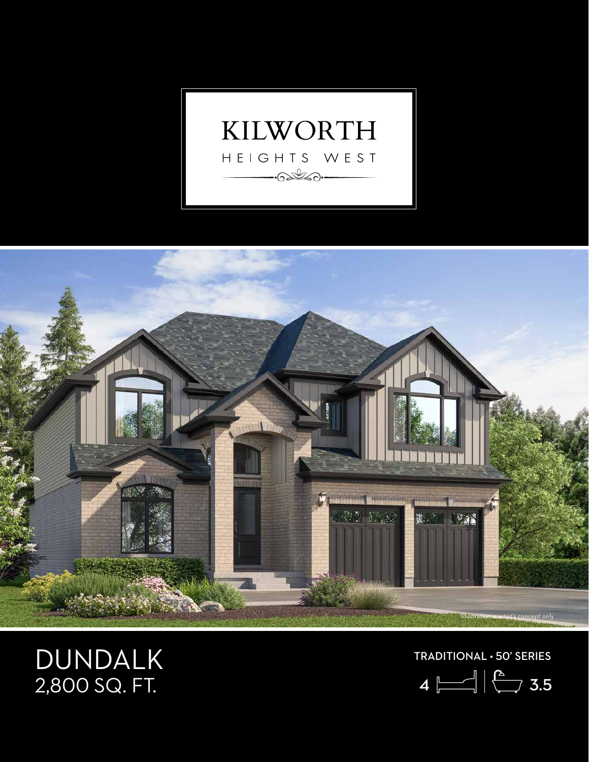# KILWORTH

HEIGHTS WEST

Illustration is artist's concept only

## DUNDALK
2,800 SQ. FT.

TRADITIONAL • 50' SERIES

4 | 3.5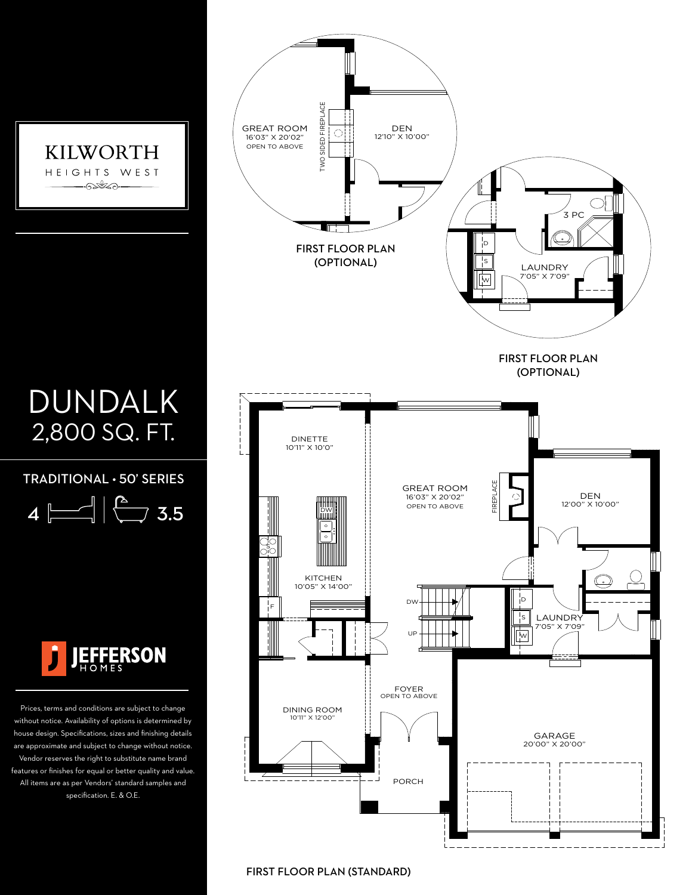KILWORTH

HEIGHTS WEST

# DUNDALK

## 2,800 SQ. FT.

TRADITIONAL • 50' SERIES

4 | 3.5

JEFFERSON HOMES

Prices, terms and conditions are subject to change without notice. Availability of options is determined by house design. Specifications, sizes and finishing details are approximate and subject to change without notice. Vendor reserves the right to substitute name brand features or finishes for equal or better quality and value. All items are as per Vendors' standard samples and specification. E. & O.E.

GREAT ROOM
16'03" X 20'02"
OPEN TO ABOVE

TWO SIDED FIREPLACE

DEN
12'10" X 10'00"

FIRST FLOOR PLAN
(OPTIONAL)

3 PC

D

S

W

LAUNDRY
7'05" X 7'09"

FIRST FLOOR PLAN
(OPTIONAL)

DINETTE
10'11" X 10'0"

DW

S

KITCHEN
10'05" X 14'00"

F

GREAT ROOM
16'03" X 20'02"
OPEN TO ABOVE

FIREPLACE

DEN
12'00" X 10'00"

DW

UP

D

S

W

LAUNDRY
7'05" X 7'09"

FOYER
OPEN TO ABOVE

DINING ROOM
10'11" X 12'00"

PORCH

GARAGE
20'00" X 20'00"

FIRST FLOOR PLAN (STANDARD)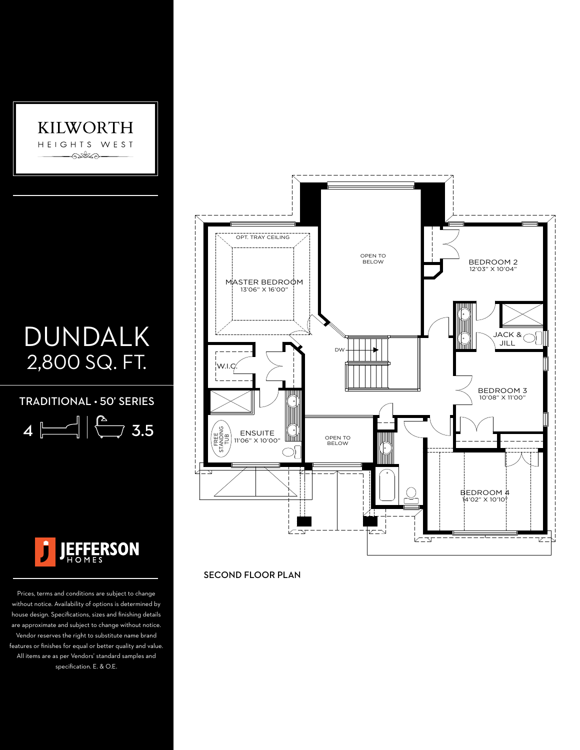KILWORTH
HEIGHTS WEST

# DUNDALK
## 2,800 SQ. FT.

TRADITIONAL • 50' SERIES

4 | 3.5

JEFFERSON HOMES

Prices, terms and conditions are subject to change without notice. Availability of options is determined by house design. Specifications, sizes and finishing details are approximate and subject to change without notice. Vendor reserves the right to substitute name brand features or finishes for equal or better quality and value. All items are as per Vendors' standard samples and specification. E. & O.E.

OPT. TRAY CEILING

MASTER BEDROOM
13'06" X 16'00"

OPEN TO BELOW

BEDROOM 2
12'03" X 10'04"

JACK & JILL

DW

W.I.C.

BEDROOM 3
10'08" X 11'00"

FREE STANDING TUB

ENSUITE
11'06" X 10'00"

OPEN TO BELOW

BEDROOM 4
14'02" X 10'10"

SECOND FLOOR PLAN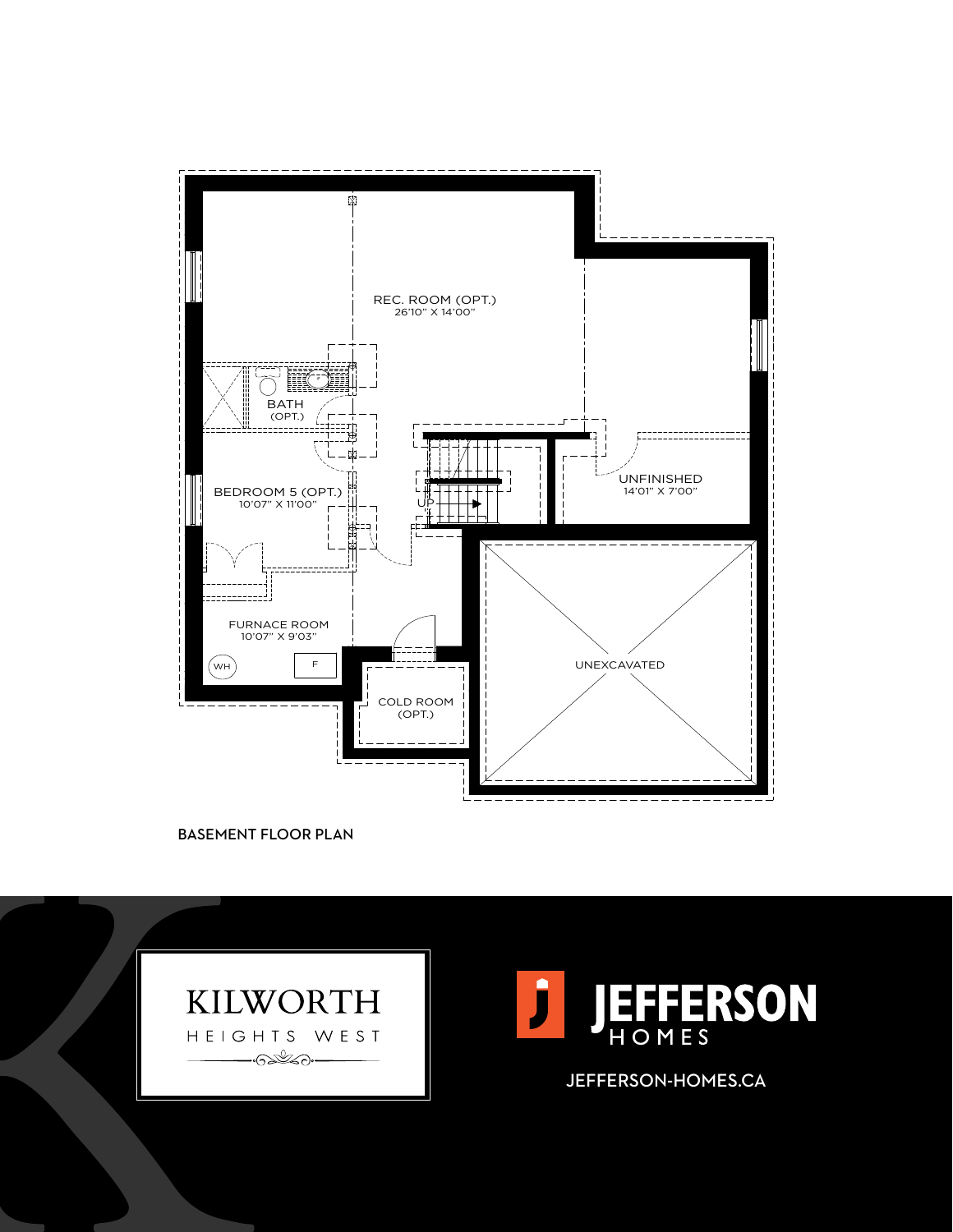REC. ROOM (OPT.)
26'10" X 14'00"

BATH
(OPT.)

BEDROOM 5 (OPT.)
10'07" X 11'00"

UP

UNFINISHED
14'01" X 7'00"

FURNACE ROOM
10'07" X 9'03"

WH

F

COLD ROOM
(OPT.)

UNEXCAVATED

BASEMENT FLOOR PLAN

KILWORTH
HEIGHTS WEST

JEFFERSON
HOMES

JEFFERSON-HOMES.CA